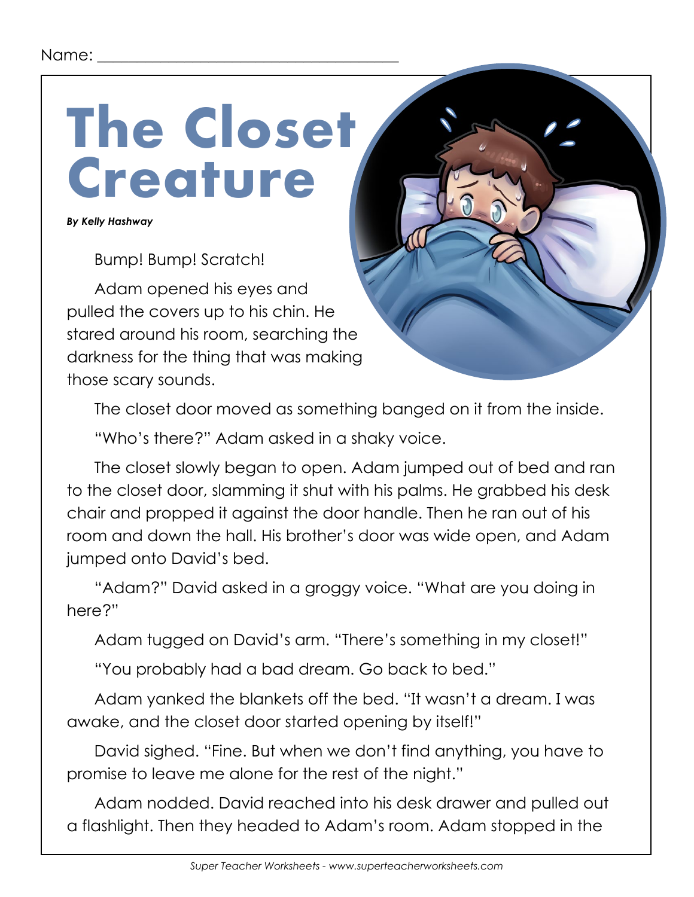Name: ______________________________________

# The Closet Creature

***By Kelly Hashway***

Bump! Bump! Scratch!

Adam opened his eyes and pulled the covers up to his chin. He stared around his room, searching the darkness for the thing that was making those scary sounds.

The closet door moved as something banged on it from the inside.

"Who's there?" Adam asked in a shaky voice.

The closet slowly began to open. Adam jumped out of bed and ran to the closet door, slamming it shut with his palms. He grabbed his desk chair and propped it against the door handle. Then he ran out of his room and down the hall. His brother's door was wide open, and Adam jumped onto David's bed.

"Adam?" David asked in a groggy voice. "What are you doing in here?"

Adam tugged on David's arm. "There's something in my closet!"

"You probably had a bad dream. Go back to bed."

Adam yanked the blankets off the bed. "It wasn't a dream. I was awake, and the closet door started opening by itself!"

David sighed. "Fine. But when we don't find anything, you have to promise to leave me alone for the rest of the night."

Adam nodded. David reached into his desk drawer and pulled out a flashlight. Then they headed to Adam's room. Adam stopped in the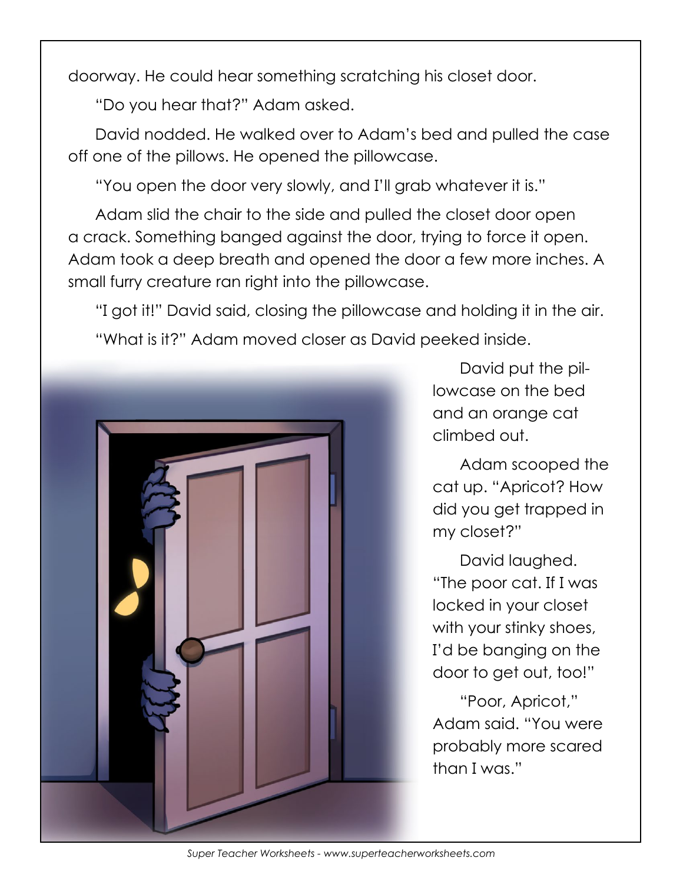doorway. He could hear something scratching his closet door.

"Do you hear that?" Adam asked.

David nodded. He walked over to Adam's bed and pulled the case off one of the pillows. He opened the pillowcase.

"You open the door very slowly, and I'll grab whatever it is."

Adam slid the chair to the side and pulled the closet door open a crack. Something banged against the door, trying to force it open. Adam took a deep breath and opened the door a few more inches. A small furry creature ran right into the pillowcase.

"I got it!" David said, closing the pillowcase and holding it in the air.

"What is it?" Adam moved closer as David peeked inside.

David put the pillowcase on the bed and an orange cat climbed out.

Adam scooped the cat up. "Apricot? How did you get trapped in my closet?"

David laughed. "The poor cat. If I was locked in your closet with your stinky shoes, I'd be banging on the door to get out, too!"

"Poor, Apricot," Adam said. "You were probably more scared than I was."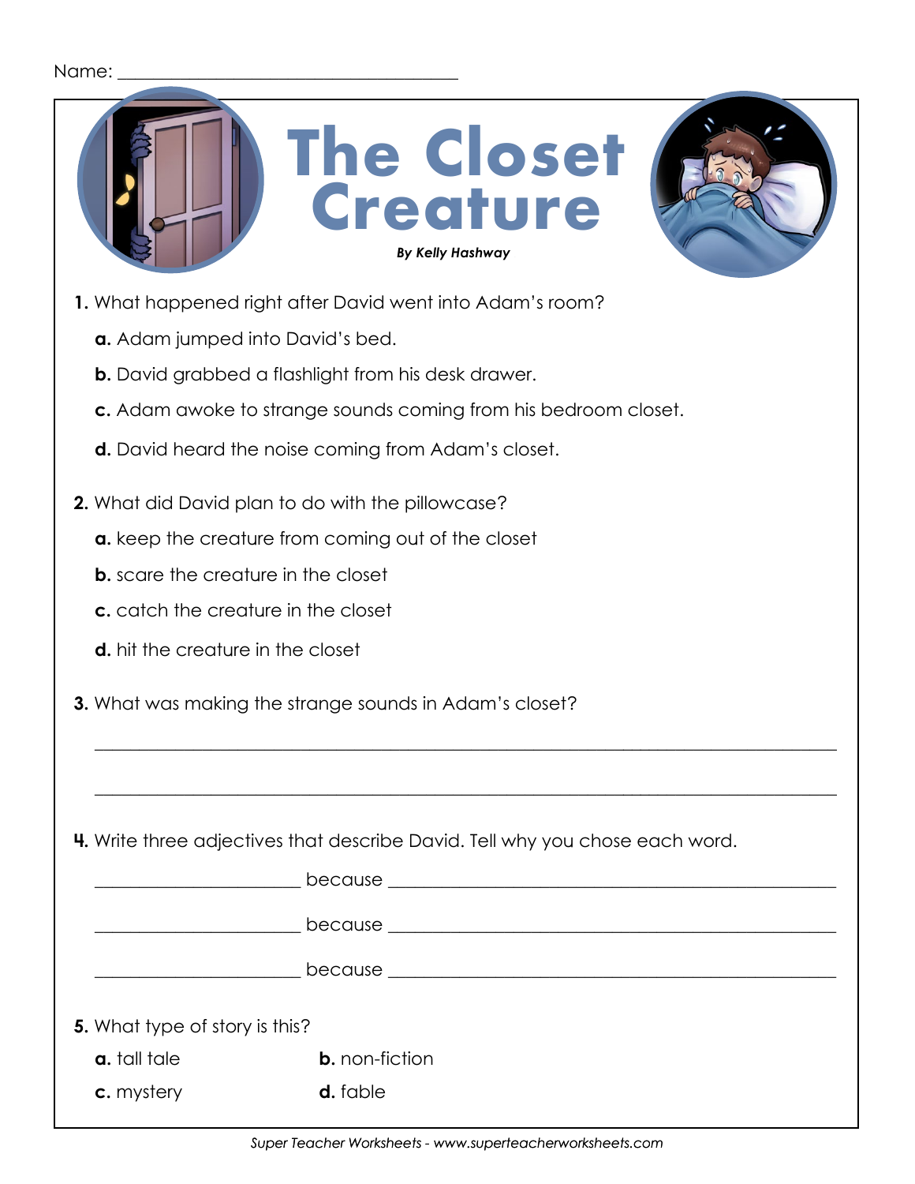Name: ___________________________________

# The Closet Creature

***By Kelly Hashway***

**1.** What happened right after David went into Adam's room?

**a.** Adam jumped into David's bed.

**b.** David grabbed a flashlight from his desk drawer.

**c.** Adam awoke to strange sounds coming from his bedroom closet.

**d.** David heard the noise coming from Adam's closet.

**2.** What did David plan to do with the pillowcase?

**a.** keep the creature from coming out of the closet

**b.** scare the creature in the closet

**c.** catch the creature in the closet

**d.** hit the creature in the closet

**3.** What was making the strange sounds in Adam's closet?

___________________________________________________________________________

___________________________________________________________________________

**4.** Write three adjectives that describe David. Tell why you chose each word.

____________________ because ____________________________________________

____________________ because ____________________________________________

____________________ because ____________________________________________

**5.** What type of story is this?

**a.** tall tale

**b.** non-fiction

**c.** mystery

**d.** fable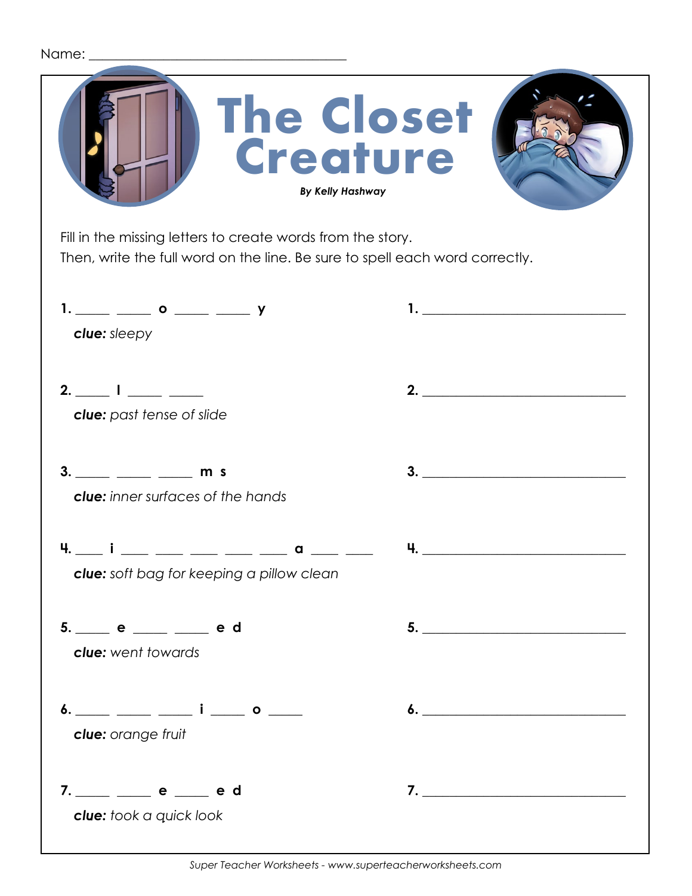Name: ______________________________________

# The Closet Creature

***By Kelly Hashway***

Fill in the missing letters to create words from the story.
Then, write the full word on the line. Be sure to spell each word correctly.

1. ___ ___ o ___ ___ y &nbsp;&nbsp;&nbsp;&nbsp; 1. ______________________________

   ***clue:*** *sleepy*

2. ___ l ___ ___ &nbsp;&nbsp;&nbsp;&nbsp; 2. ______________________________

   ***clue:*** *past tense of slide*

3. ___ ___ ___ m s &nbsp;&nbsp;&nbsp;&nbsp; 3. ______________________________

   ***clue:*** *inner surfaces of the hands*

4. ___ i ___ ___ ___ ___ ___ a ___ ___ &nbsp;&nbsp;&nbsp;&nbsp; 4. ______________________________

   ***clue:*** *soft bag for keeping a pillow clean*

5. ___ e ___ ___ e d &nbsp;&nbsp;&nbsp;&nbsp; 5. ______________________________

   ***clue:*** *went towards*

6. ___ ___ ___ i ___ o ___ &nbsp;&nbsp;&nbsp;&nbsp; 6. ______________________________

   ***clue:*** *orange fruit*

7. ___ ___ e ___ e d &nbsp;&nbsp;&nbsp;&nbsp; 7. ______________________________

   ***clue:*** *took a quick look*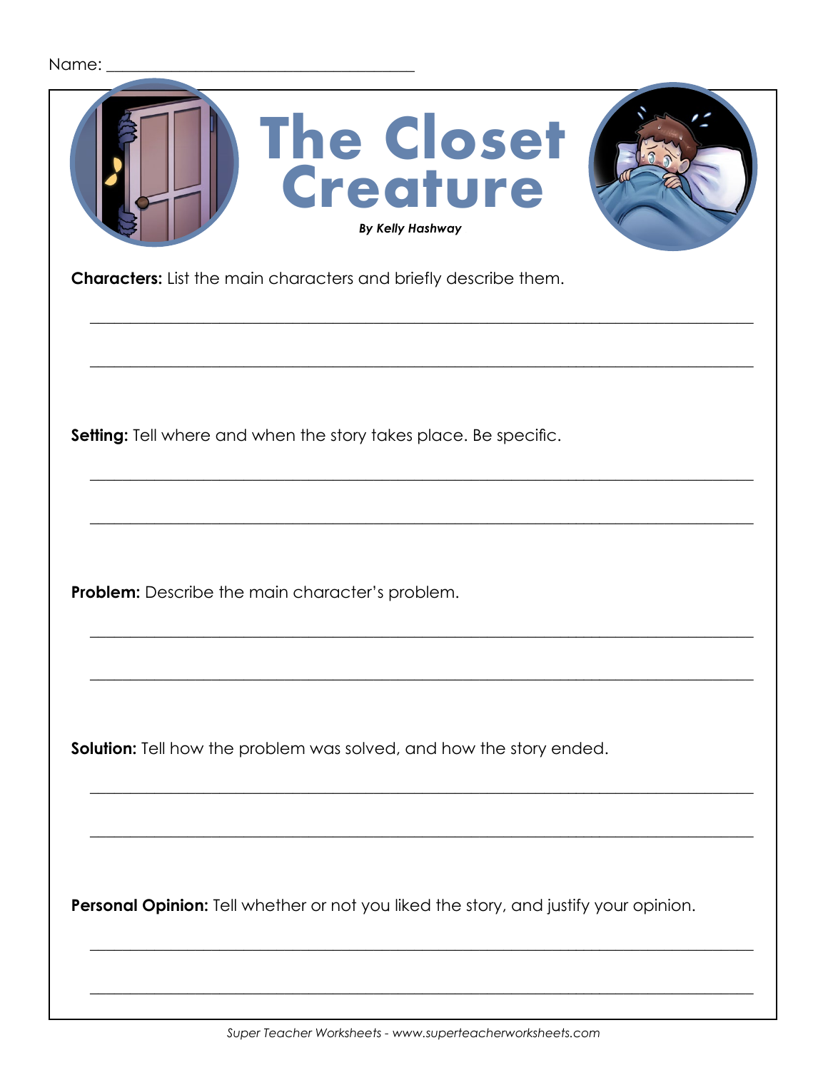Name: ______________________________________

# The Closet Creature

***By Kelly Hashway***

**Characters:** List the main characters and briefly describe them.

______________________________________________________________________________

______________________________________________________________________________

**Setting:** Tell where and when the story takes place. Be specific.

______________________________________________________________________________

______________________________________________________________________________

**Problem:** Describe the main character's problem.

______________________________________________________________________________

______________________________________________________________________________

**Solution:** Tell how the problem was solved, and how the story ended.

______________________________________________________________________________

______________________________________________________________________________

**Personal Opinion:** Tell whether or not you liked the story, and justify your opinion.

______________________________________________________________________________

______________________________________________________________________________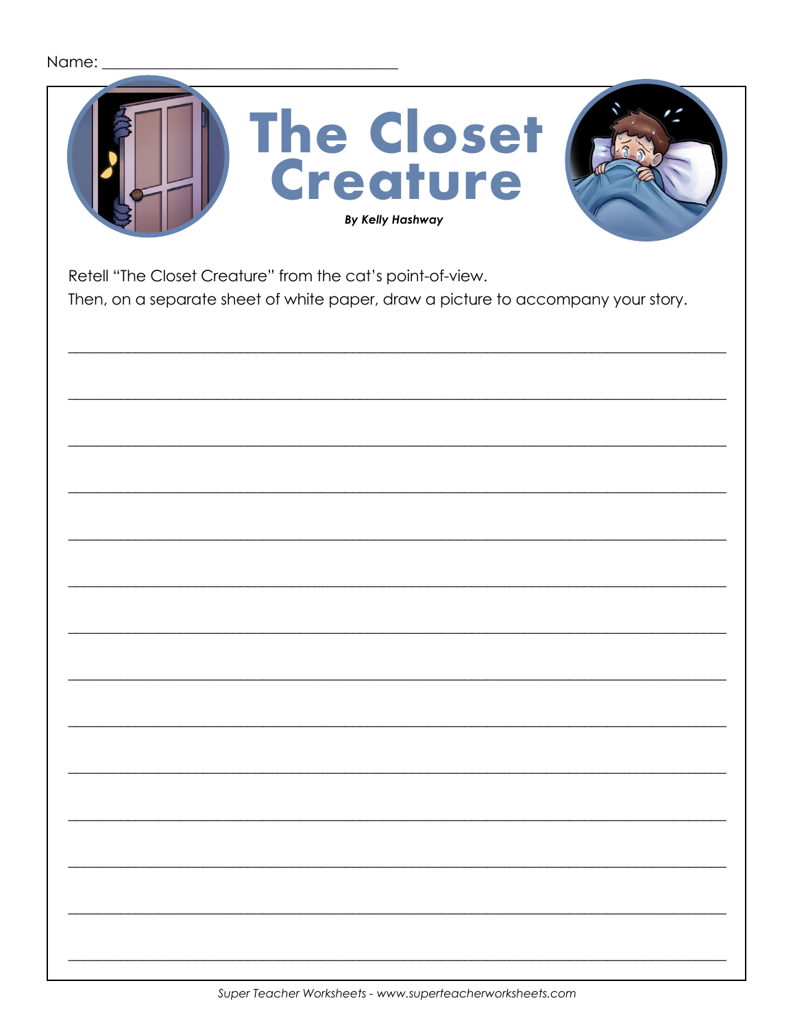Name: ______________________________________

# The Closet Creature

***By Kelly Hashway***

Retell "The Closet Creature" from the cat's point-of-view.
Then, on a separate sheet of white paper, draw a picture to accompany your story.

______________________________________________________________________________

______________________________________________________________________________

______________________________________________________________________________

______________________________________________________________________________

______________________________________________________________________________

______________________________________________________________________________

______________________________________________________________________________

______________________________________________________________________________

______________________________________________________________________________

______________________________________________________________________________

______________________________________________________________________________

______________________________________________________________________________

______________________________________________________________________________

______________________________________________________________________________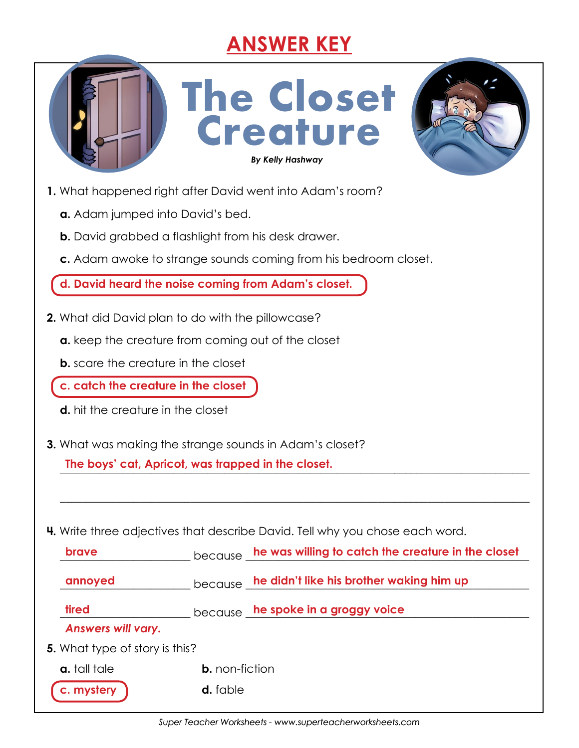# ANSWER KEY

# The Closet Creature

***By Kelly Hashway***

**1.** What happened right after David went into Adam's room?

**a.** Adam jumped into David's bed.

**b.** David grabbed a flashlight from his desk drawer.

**c.** Adam awoke to strange sounds coming from his bedroom closet.

**d. David heard the noise coming from Adam's closet.**

**2.** What did David plan to do with the pillowcase?

**a.** keep the creature from coming out of the closet

**b.** scare the creature in the closet

**c. catch the creature in the closet**

**d.** hit the creature in the closet

**3.** What was making the strange sounds in Adam's closet?

**The boys' cat, Apricot, was trapped in the closet.**

**4.** Write three adjectives that describe David. Tell why you chose each word.

**brave** because **he was willing to catch the creature in the closet**

**annoyed** because **he didn't like his brother waking him up**

**tired** because **he spoke in a groggy voice**

***Answers will vary.***

**5.** What type of story is this?

**a.** tall tale

**b.** non-fiction

**c. mystery**

**d.** fable

*Super Teacher Worksheets - www.superteacherworksheets.com*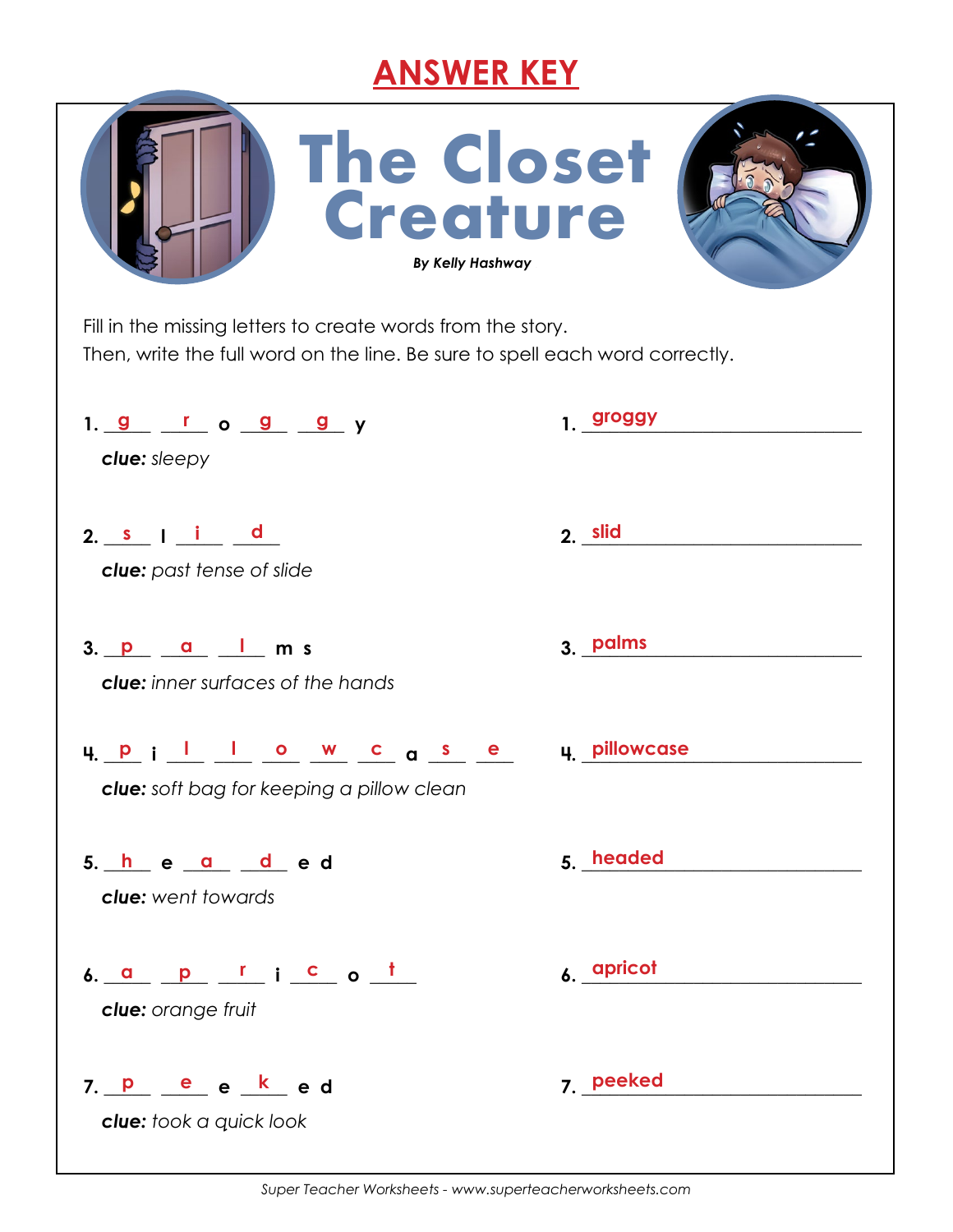# ANSWER KEY

# The Closet Creature

***By Kelly Hashway***

Fill in the missing letters to create words from the story.
Then, write the full word on the line. Be sure to spell each word correctly.

1. g r o g g y — 1. groggy
   ***clue:*** *sleepy*

2. s l i d — 2. slid
   ***clue:*** *past tense of slide*

3. p a l m s — 3. palms
   ***clue:*** *inner surfaces of the hands*

4. p i l l o w c a s e — 4. pillowcase
   ***clue:*** *soft bag for keeping a pillow clean*

5. h e a d e d — 5. headed
   ***clue:*** *went towards*

6. a p r i c o t — 6. apricot
   ***clue:*** *orange fruit*

7. p e e k e d — 7. peeked
   ***clue:*** *took a quick look*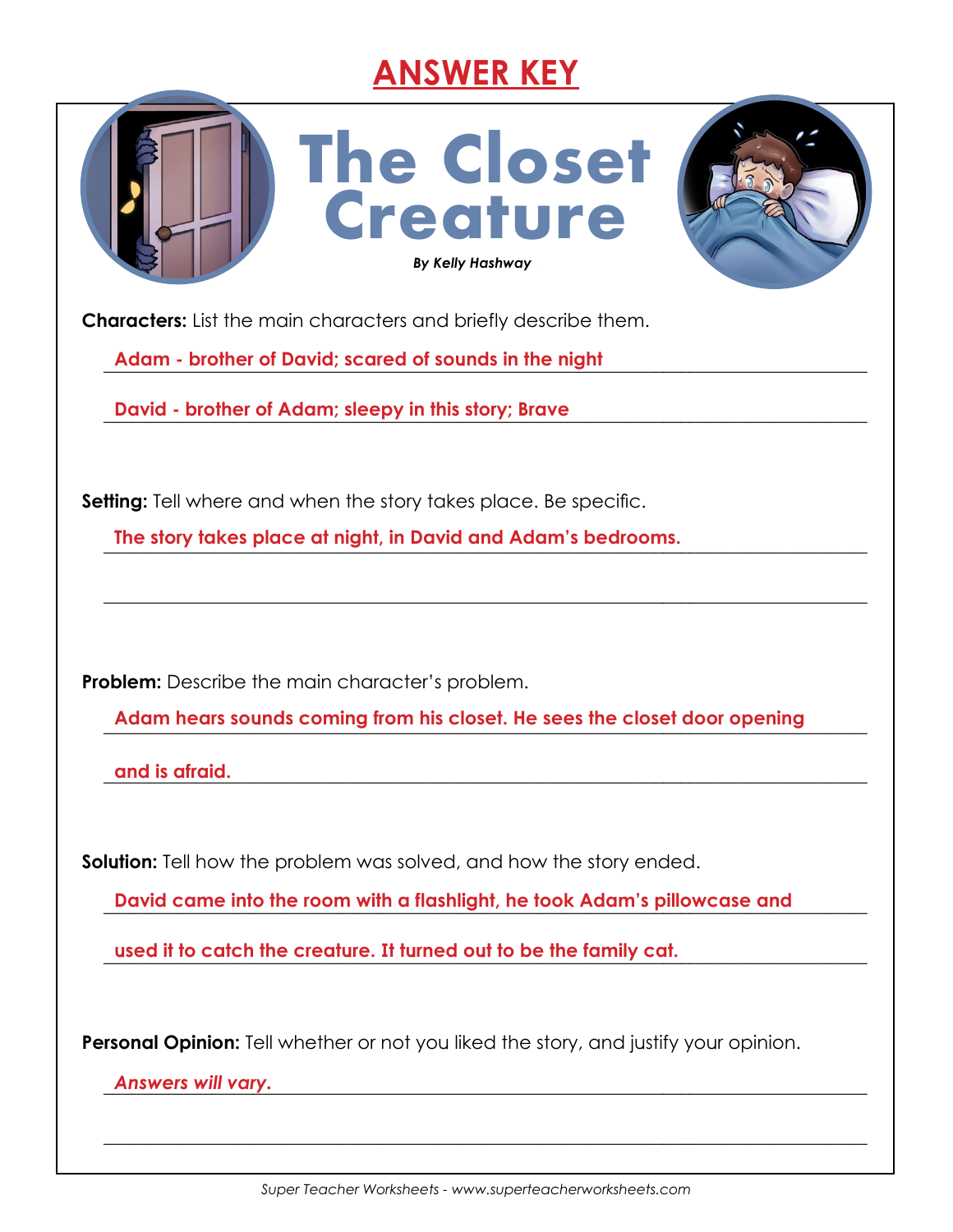# ANSWER KEY

# The Closet Creature

***By Kelly Hashway***

**Characters:** List the main characters and briefly describe them.

**Adam - brother of David; scared of sounds in the night**

**David - brother of Adam; sleepy in this story; Brave**

**Setting:** Tell where and when the story takes place. Be specific.

**The story takes place at night, in David and Adam's bedrooms.**

**Problem:** Describe the main character's problem.

**Adam hears sounds coming from his closet. He sees the closet door opening and is afraid.**

**Solution:** Tell how the problem was solved, and how the story ended.

**David came into the room with a flashlight, he took Adam's pillowcase and used it to catch the creature. It turned out to be the family cat.**

**Personal Opinion:** Tell whether or not you liked the story, and justify your opinion.

***Answers will vary.***

*Super Teacher Worksheets - www.superteacherworksheets.com*